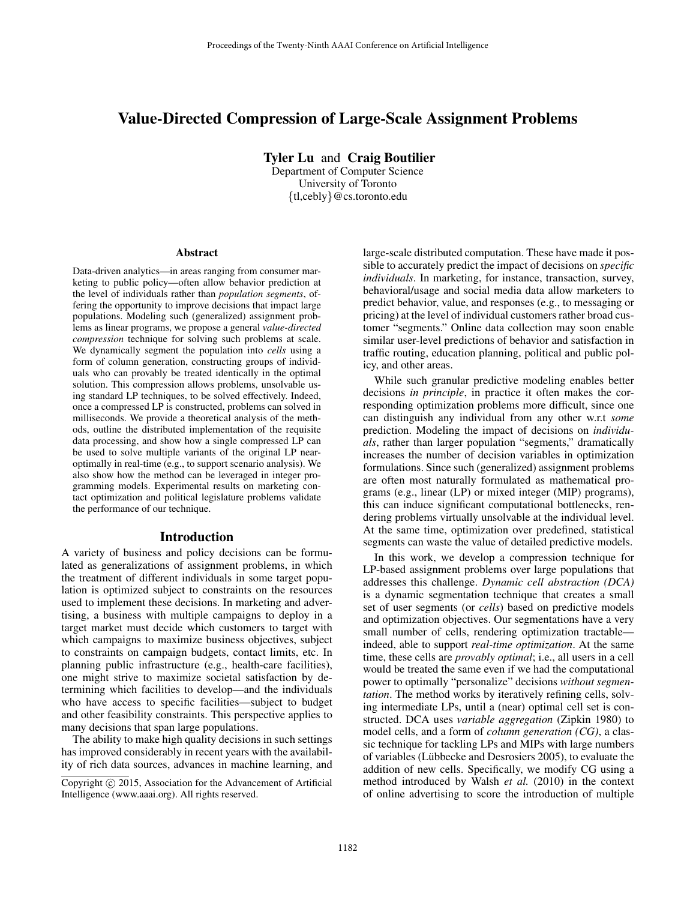# Value-Directed Compression of Large-Scale Assignment Problems

**Tyler Lu** and **Craig Boutilier**
Department of Computer Science
University of Toronto
{tl,cebly}@cs.toronto.edu

## Abstract

Data-driven analytics—in areas ranging from consumer marketing to public policy—often allow behavior prediction at the level of individuals rather than *population segments*, offering the opportunity to improve decisions that impact large populations. Modeling such (generalized) assignment problems as linear programs, we propose a general *value-directed compression* technique for solving such problems at scale. We dynamically segment the population into *cells* using a form of column generation, constructing groups of individuals who can provably be treated identically in the optimal solution. This compression allows problems, unsolvable using standard LP techniques, to be solved effectively. Indeed, once a compressed LP is constructed, problems can solved in milliseconds. We provide a theoretical analysis of the methods, outline the distributed implementation of the requisite data processing, and show how a single compressed LP can be used to solve multiple variants of the original LP near-optimally in real-time (e.g., to support scenario analysis). We also show how the method can be leveraged in integer programming models. Experimental results on marketing contact optimization and political legislature problems validate the performance of our technique.

## Introduction

A variety of business and policy decisions can be formulated as generalizations of assignment problems, in which the treatment of different individuals in some target population is optimized subject to constraints on the resources used to implement these decisions. In marketing and advertising, a business with multiple campaigns to deploy in a target market must decide which customers to target with which campaigns to maximize business objectives, subject to constraints on campaign budgets, contact limits, etc. In planning public infrastructure (e.g., health-care facilities), one might strive to maximize societal satisfaction by determining which facilities to develop—and the individuals who have access to specific facilities—subject to budget and other feasibility constraints. This perspective applies to many decisions that span large populations.

The ability to make high quality decisions in such settings has improved considerably in recent years with the availability of rich data sources, advances in machine learning, and large-scale distributed computation. These have made it possible to accurately predict the impact of decisions on *specific individuals*. In marketing, for instance, transaction, survey, behavioral/usage and social media data allow marketers to predict behavior, value, and responses (e.g., to messaging or pricing) at the level of individual customers rather broad customer "segments." Online data collection may soon enable similar user-level predictions of behavior and satisfaction in traffic routing, education planning, political and public policy, and other areas.

While such granular predictive modeling enables better decisions *in principle*, in practice it often makes the corresponding optimization problems more difficult, since one can distinguish any individual from any other w.r.t *some* prediction. Modeling the impact of decisions on *individuals*, rather than larger population "segments," dramatically increases the number of decision variables in optimization formulations. Since such (generalized) assignment problems are often most naturally formulated as mathematical programs (e.g., linear (LP) or mixed integer (MIP) programs), this can induce significant computational bottlenecks, rendering problems virtually unsolvable at the individual level. At the same time, optimization over predefined, statistical segments can waste the value of detailed predictive models.

In this work, we develop a compression technique for LP-based assignment problems over large populations that addresses this challenge. *Dynamic cell abstraction (DCA)* is a dynamic segmentation technique that creates a small set of user segments (or *cells*) based on predictive models and optimization objectives. Our segmentations have a very small number of cells, rendering optimization tractable—indeed, able to support *real-time optimization*. At the same time, these cells are *provably optimal*; i.e., all users in a cell would be treated the same even if we had the computational power to optimally "personalize" decisions *without segmentation*. The method works by iteratively refining cells, solving intermediate LPs, until a (near) optimal cell set is constructed. DCA uses *variable aggregation* (Zipkin 1980) to model cells, and a form of *column generation (CG)*, a classic technique for tackling LPs and MIPs with large numbers of variables (Lübbecke and Desrosiers 2005), to evaluate the addition of new cells. Specifically, we modify CG using a method introduced by Walsh *et al.* (2010) in the context of online advertising to score the introduction of multiple

Copyright © 2015, Association for the Advancement of Artificial Intelligence (www.aaai.org). All rights reserved.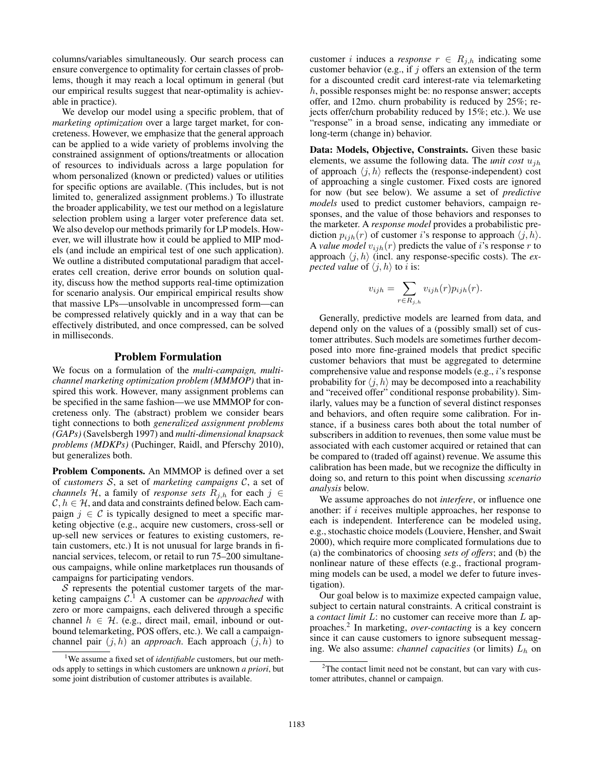columns/variables simultaneously. Our search process can ensure convergence to optimality for certain classes of problems, though it may reach a local optimum in general (but our empirical results suggest that near-optimality is achievable in practice).

We develop our model using a specific problem, that of *marketing optimization* over a large target market, for concreteness. However, we emphasize that the general approach can be applied to a wide variety of problems involving the constrained assignment of options/treatments or allocation of resources to individuals across a large population for whom personalized (known or predicted) values or utilities for specific options are available. (This includes, but is not limited to, generalized assignment problems.) To illustrate the broader applicability, we test our method on a legislature selection problem using a larger voter preference data set. We also develop our methods primarily for LP models. However, we will illustrate how it could be applied to MIP models (and include an empirical test of one such application). We outline a distributed computational paradigm that accelerates cell creation, derive error bounds on solution quality, discuss how the method supports real-time optimization for scenario analysis. Our empirical empirical results show that massive LPs—unsolvable in uncompressed form—can be compressed relatively quickly and in a way that can be effectively distributed, and once compressed, can be solved in milliseconds.

## Problem Formulation

We focus on a formulation of the *multi-campaign, multi-channel marketing optimization problem (MMMOP)* that inspired this work. However, many assignment problems can be specified in the same fashion—we use MMMOP for concreteness only. The (abstract) problem we consider bears tight connections to both *generalized assignment problems (GAPs)* (Savelsbergh 1997) and *multi-dimensional knapsack problems (MDKPs)* (Puchinger, Raidl, and Pferschy 2010), but generalizes both.

**Problem Components.** An MMMOP is defined over a set of *customers* $\mathcal{S}$, a set of *marketing campaigns* $\mathcal{C}$, a set of *channels* $\mathcal{H}$, a family of *response sets* $R_{j,h}$ for each $j \in \mathcal{C}, h \in \mathcal{H}$, and data and constraints defined below. Each campaign $j \in \mathcal{C}$ is typically designed to meet a specific marketing objective (e.g., acquire new customers, cross-sell or up-sell new services or features to existing customers, retain customers, etc.) It is not unusual for large brands in financial services, telecom, or retail to run 75–200 simultaneous campaigns, while online marketplaces run thousands of campaigns for participating vendors.

$\mathcal{S}$ represents the potential customer targets of the marketing campaigns $\mathcal{C}$.[1] A customer can be *approached* with zero or more campaigns, each delivered through a specific channel $h \in \mathcal{H}$. (e.g., direct mail, email, inbound or outbound telemarketing, POS offers, etc.). We call a campaign-channel pair $(j, h)$ an *approach*. Each approach $(j, h)$ to customer $i$ induces a *response* $r \in R_{j,h}$ indicating some customer behavior (e.g., if $j$ offers an extension of the term for a discounted credit card interest-rate via telemarketing $h$, possible responses might be: no response answer; accepts offer, and 12mo. churn probability is reduced by 25%; rejects offer/churn probability reduced by 15%; etc.). We use "response" in a broad sense, indicating any immediate or long-term (change in) behavior.

**Data: Models, Objective, Constraints.** Given these basic elements, we assume the following data. The *unit cost* $u_{jh}$ of approach $\langle j, h \rangle$ reflects the (response-independent) cost of approaching a single customer. Fixed costs are ignored for now (but see below). We assume a set of *predictive models* used to predict customer behaviors, campaign responses, and the value of those behaviors and responses to the marketer. A *response model* provides a probabilistic prediction $p_{ijh}(r)$ of customer $i$'s response to approach $\langle j, h \rangle$. A *value model* $v_{ijh}(r)$ predicts the value of $i$'s response $r$ to approach $\langle j, h \rangle$ (incl. any response-specific costs). The *expected value* of $\langle j, h \rangle$ to $i$ is:

$$v_{ijh} = \sum_{r \in R_{j,h}} v_{ijh}(r) p_{ijh}(r).$$

Generally, predictive models are learned from data, and depend only on the values of a (possibly small) set of customer attributes. Such models are sometimes further decomposed into more fine-grained models that predict specific customer behaviors that must be aggregated to determine comprehensive value and response models (e.g., $i$'s response probability for $\langle j, h \rangle$ may be decomposed into a reachability and "received offer" conditional response probability). Similarly, values may be a function of several distinct responses and behaviors, and often require some calibration. For instance, if a business cares both about the total number of subscribers in addition to revenues, then some value must be associated with each customer acquired or retained that can be compared to (traded off against) revenue. We assume this calibration has been made, but we recognize the difficulty in doing so, and return to this point when discussing *scenario analysis* below.

We assume approaches do not *interfere*, or influence one another: if $i$ receives multiple approaches, her response to each is independent. Interference can be modeled using, e.g., stochastic choice models (Louviere, Hensher, and Swait 2000), which require more complicated formulations due to (a) the combinatorics of choosing *sets of offers*; and (b) the nonlinear nature of these effects (e.g., fractional programming models can be used, a model we defer to future investigation).

Our goal below is to maximize expected campaign value, subject to certain natural constraints. A critical constraint is a *contact limit* $L$: no customer can receive more than $L$ approaches.[2] In marketing, *over-contacting* is a key concern since it can cause customers to ignore subsequent messaging. We also assume: *channel capacities* (or limits) $L_h$ on

[1] We assume a fixed set of *identifiable* customers, but our methods apply to settings in which customers are unknown *a priori*, but some joint distribution of customer attributes is available.

[2] The contact limit need not be constant, but can vary with customer attributes, channel or campaign.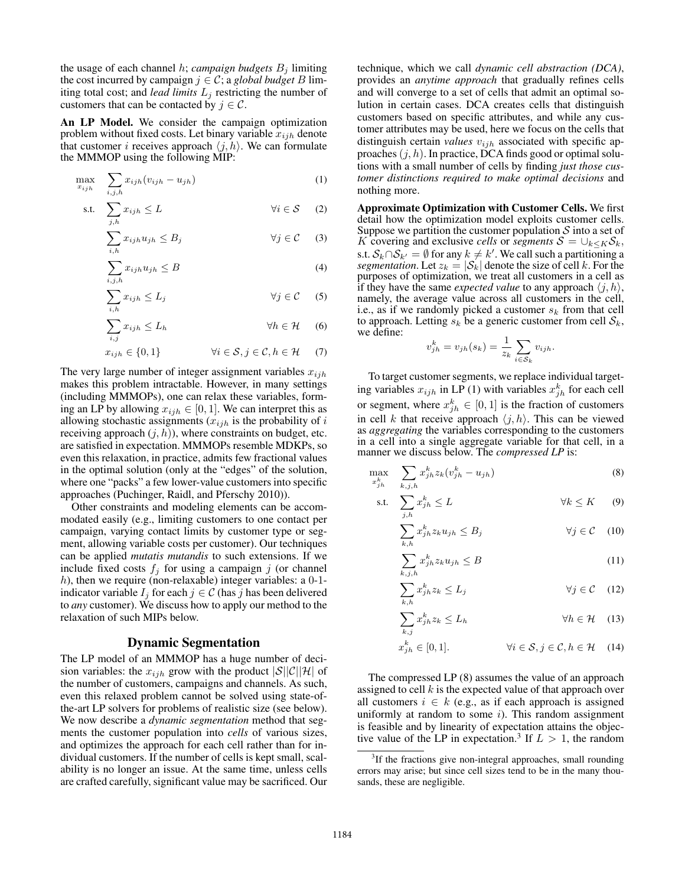the usage of each channel $h$; *campaign budgets* $B_j$ limiting the cost incurred by campaign $j \in \mathcal{C}$; a *global budget* $B$ limiting total cost; and *lead limits* $L_j$ restricting the number of customers that can be contacted by $j \in \mathcal{C}$.

**An LP Model.** We consider the campaign optimization problem without fixed costs. Let binary variable $x_{ijh}$ denote that customer $i$ receives approach $\langle j, h \rangle$. We can formulate the MMMOP using the following MIP:

$$\max_{x_{ijh}} \quad \sum_{i,j,h} x_{ijh}(v_{ijh} - u_{jh}) \tag{1}$$

$$\text{s.t.} \quad \sum_{j,h} x_{ijh} \leq L \qquad \forall i \in \mathcal{S} \tag{2}$$

$$\sum_{i,h} x_{ijh} u_{jh} \leq B_j \qquad \forall j \in \mathcal{C} \tag{3}$$

$$\sum_{i,j,h} x_{ijh} u_{jh} \leq B \tag{4}$$

$$\sum_{i,h} x_{ijh} \leq L_j \qquad \forall j \in \mathcal{C} \tag{5}$$

$$\sum_{i,j} x_{ijh} \leq L_h \qquad \forall h \in \mathcal{H} \tag{6}$$

$$x_{ijh} \in \{0, 1\} \qquad \forall i \in \mathcal{S}, j \in \mathcal{C}, h \in \mathcal{H} \tag{7}$$

The very large number of integer assignment variables $x_{ijh}$ makes this problem intractable. However, in many settings (including MMMOPs), one can relax these variables, forming an LP by allowing $x_{ijh} \in [0, 1]$. We can interpret this as allowing stochastic assignments ($x_{ijh}$ is the probability of $i$ receiving approach $(j, h)$), where constraints on budget, etc. are satisfied in expectation. MMMOPs resemble MDKPs, so even this relaxation, in practice, admits few fractional values in the optimal solution (only at the "edges" of the solution, where one "packs" a few lower-value customers into specific approaches (Puchinger, Raidl, and Pferschy 2010)).

Other constraints and modeling elements can be accommodated easily (e.g., limiting customers to one contact per campaign, varying contact limits by customer type or segment, allowing variable costs per customer). Our techniques can be applied *mutatis mutandis* to such extensions. If we include fixed costs $f_j$ for using a campaign $j$ (or channel $h$), then we require (non-relaxable) integer variables: a 0-1-indicator variable $I_j$ for each $j \in \mathcal{C}$ (has $j$ has been delivered to *any* customer). We discuss how to apply our method to the relaxation of such MIPs below.

## Dynamic Segmentation

The LP model of an MMMOP has a huge number of decision variables: the $x_{ijh}$ grow with the product $|\mathcal{S}||\mathcal{C}||\mathcal{H}|$ of the number of customers, campaigns and channels. As such, even this relaxed problem cannot be solved using state-of-the-art LP solvers for problems of realistic size (see below). We now describe a *dynamic segmentation* method that segments the customer population into *cells* of various sizes, and optimizes the approach for each cell rather than for individual customers. If the number of cells is kept small, scalability is no longer an issue. At the same time, unless cells are crafted carefully, significant value may be sacrificed. Our technique, which we call *dynamic cell abstraction (DCA)*, provides an *anytime approach* that gradually refines cells and will converge to a set of cells that admit an optimal solution in certain cases. DCA creates cells that distinguish customers based on specific attributes, and while any customer attributes may be used, here we focus on the cells that distinguish certain *values* $v_{ijh}$ associated with specific approaches $(j, h)$. In practice, DCA finds good or optimal solutions with a small number of cells by finding *just those customer distinctions required to make optimal decisions* and nothing more.

**Approximate Optimization with Customer Cells.** We first detail how the optimization model exploits customer cells. Suppose we partition the customer population $\mathcal{S}$ into a set of $K$ covering and exclusive *cells* or *segments* $\mathcal{S} = \cup_{k \leq K} \mathcal{S}_k$, s.t. $\mathcal{S}_k \cap \mathcal{S}_{k'} = \emptyset$ for any $k \neq k'$. We call such a partitioning a *segmentation*. Let $z_k = |\mathcal{S}_k|$ denote the size of cell $k$. For the purposes of optimization, we treat all customers in a cell as if they have the same *expected value* to any approach $\langle j, h \rangle$, namely, the average value across all customers in the cell, i.e., as if we randomly picked a customer $s_k$ from that cell to approach. Letting $s_k$ be a generic customer from cell $\mathcal{S}_k$, we define:

$$v^k_{jh} = v_{jh}(s_k) = \frac{1}{z_k} \sum_{i \in \mathcal{S}_k} v_{ijh}.$$

To target customer segments, we replace individual targeting variables $x_{ijh}$ in LP (1) with variables $x^k_{jh}$ for each cell or segment, where $x^k_{jh} \in [0, 1]$ is the fraction of customers in cell $k$ that receive approach $\langle j, h \rangle$. This can be viewed as *aggregating* the variables corresponding to the customers in a cell into a single aggregate variable for that cell, in a manner we discuss below. The *compressed LP* is:

$$\max_{x^k_{jh}} \quad \sum_{k,j,h} x^k_{jh} z_k (v^k_{jh} - u_{jh}) \tag{8}$$

$$\text{s.t.} \quad \sum_{j,h} x^k_{jh} \leq L \qquad \forall k \leq K \tag{9}$$

$$\sum_{k,h} x^k_{jh} z_k u_{jh} \leq B_j \qquad \forall j \in \mathcal{C} \tag{10}$$

$$\sum_{k,j,h} x^k_{jh} z_k u_{jh} \leq B \tag{11}$$

$$\sum_{k,h} x^k_{jh} z_k \leq L_j \qquad \forall j \in \mathcal{C} \tag{12}$$

$$\sum_{k,j} x^k_{jh} z_k \leq L_h \qquad \forall h \in \mathcal{H} \tag{13}$$

$$x^k_{jh} \in [0, 1]. \qquad \forall i \in \mathcal{S}, j \in \mathcal{C}, h \in \mathcal{H} \tag{14}$$

The compressed LP (8) assumes the value of an approach assigned to cell $k$ is the expected value of that approach over all customers $i \in k$ (e.g., as if each approach is assigned uniformly at random to some $i$). This random assignment is feasible and by linearity of expectation attains the objective value of the LP in expectation.[3] If $L > 1$, the random

[3] If the fractions give non-integral approaches, small rounding errors may arise; but since cell sizes tend to be in the many thousands, these are negligible.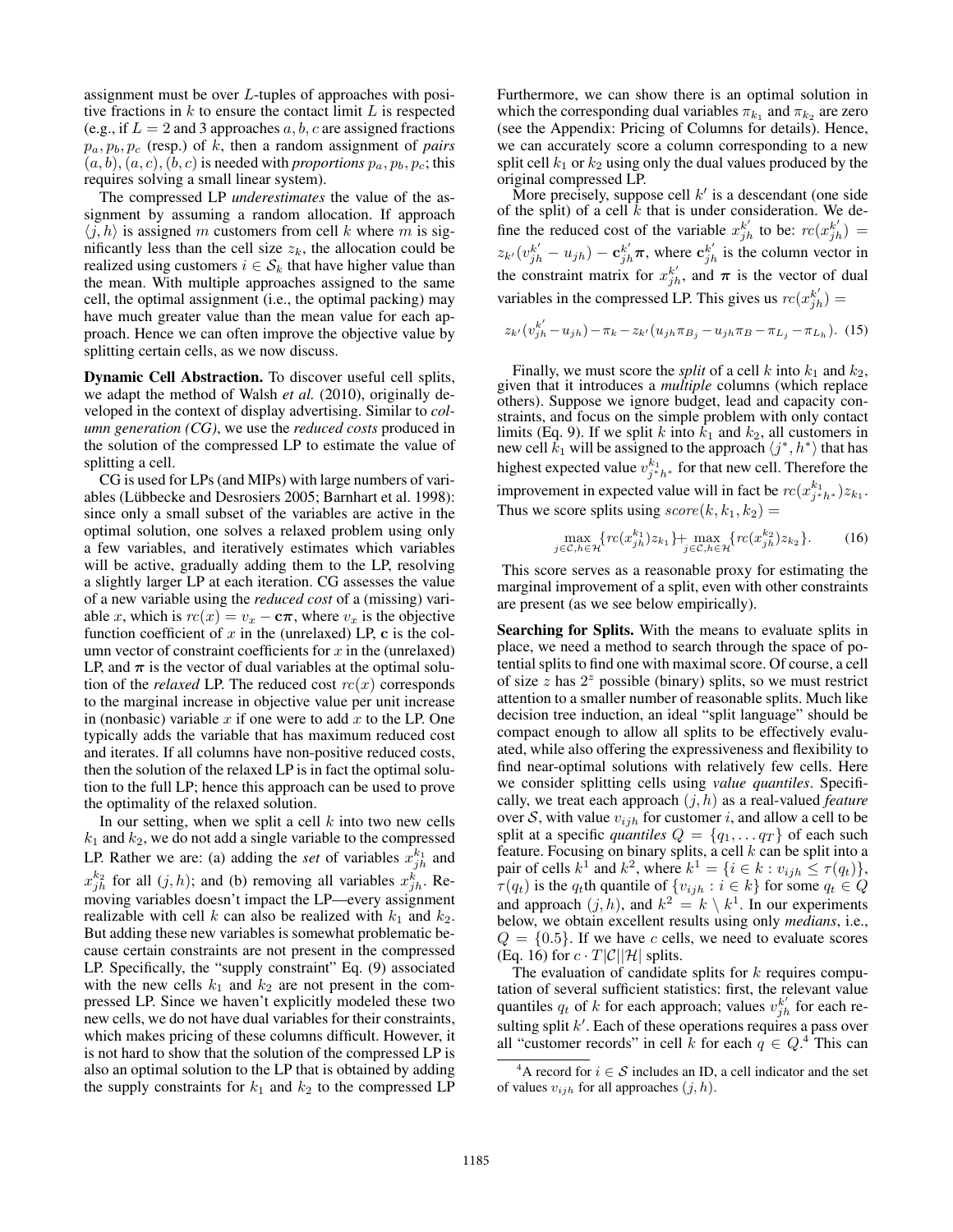assignment must be over $L$-tuples of approaches with positive fractions in $k$ to ensure the contact limit $L$ is respected (e.g., if $L = 2$ and 3 approaches $a, b, c$ are assigned fractions $p_a, p_b, p_c$ (resp.) of $k$, then a random assignment of *pairs* $(a, b), (a, c), (b, c)$ is needed with *proportions* $p_a, p_b, p_c$; this requires solving a small linear system).

The compressed LP *underestimates* the value of the assignment by assuming a random allocation. If approach $\langle j, h\rangle$ is assigned $m$ customers from cell $k$ where $m$ is significantly less than the cell size $z_k$, the allocation could be realized using customers $i \in \mathcal{S}_k$ that have higher value than the mean. With multiple approaches assigned to the same cell, the optimal assignment (i.e., the optimal packing) may have much greater value than the mean value for each approach. Hence we can often improve the objective value by splitting certain cells, as we now discuss.

**Dynamic Cell Abstraction.** To discover useful cell splits, we adapt the method of Walsh *et al.* (2010), originally developed in the context of display advertising. Similar to *column generation (CG)*, we use the *reduced costs* produced in the solution of the compressed LP to estimate the value of splitting a cell.

CG is used for LPs (and MIPs) with large numbers of variables (Lübbecke and Desrosiers 2005; Barnhart et al. 1998): since only a small subset of the variables are active in the optimal solution, one solves a relaxed problem using only a few variables, and iteratively estimates which variables will be active, gradually adding them to the LP, resolving a slightly larger LP at each iteration. CG assesses the value of a new variable using the *reduced cost* of a (missing) variable $x$, which is $rc(x) = v_x - \mathbf{c}\boldsymbol{\pi}$, where $v_x$ is the objective function coefficient of $x$ in the (unrelaxed) LP, $\mathbf{c}$ is the column vector of constraint coefficients for $x$ in the (unrelaxed) LP, and $\boldsymbol{\pi}$ is the vector of dual variables at the optimal solution of the *relaxed* LP. The reduced cost $rc(x)$ corresponds to the marginal increase in objective value per unit increase in (nonbasic) variable $x$ if one were to add $x$ to the LP. One typically adds the variable that has maximum reduced cost and iterates. If all columns have non-positive reduced costs, then the solution of the relaxed LP is in fact the optimal solution to the full LP; hence this approach can be used to prove the optimality of the relaxed solution.

In our setting, when we split a cell $k$ into two new cells $k_1$ and $k_2$, we do not add a single variable to the compressed LP. Rather we are: (a) adding the *set* of variables $x^{k_1}_{jh}$ and $x^{k_2}_{jh}$ for all $(j, h)$; and (b) removing all variables $x^{k}_{jh}$. Removing variables doesn't impact the LP—every assignment realizable with cell $k$ can also be realized with $k_1$ and $k_2$. But adding these new variables is somewhat problematic because certain constraints are not present in the compressed LP. Specifically, the "supply constraint" Eq. (9) associated with the new cells $k_1$ and $k_2$ are not present in the compressed LP. Since we haven't explicitly modeled these two new cells, we do not have dual variables for their constraints, which makes pricing of these columns difficult. However, it is not hard to show that the solution of the compressed LP is also an optimal solution to the LP that is obtained by adding the supply constraints for $k_1$ and $k_2$ to the compressed LP

Furthermore, we can show there is an optimal solution in which the corresponding dual variables $\pi_{k_1}$ and $\pi_{k_2}$ are zero (see the Appendix: Pricing of Columns for details). Hence, we can accurately score a column corresponding to a new split cell $k_1$ or $k_2$ using only the dual values produced by the original compressed LP.

More precisely, suppose cell $k'$ is a descendant (one side of the split) of a cell $k$ that is under consideration. We define the reduced cost of the variable $x^{k'}_{jh}$ to be: $rc(x^{k'}_{jh}) = z_{k'}(v^{k'}_{jh} - u_{jh}) - \mathbf{c}^{k'}_{jh}\boldsymbol{\pi}$, where $\mathbf{c}^{k'}_{jh}$ is the column vector in the constraint matrix for $x^{k'}_{jh}$, and $\boldsymbol{\pi}$ is the vector of dual variables in the compressed LP. This gives us $rc(x^{k'}_{jh}) =$

$$z_{k'}(v^{k'}_{jh} - u_{jh}) - \pi_k - z_{k'}(u_{jh}\pi_{B_j} - u_{jh}\pi_B - \pi_{L_j} - \pi_{L_h}). \quad (15)$$

Finally, we must score the *split* of a cell $k$ into $k_1$ and $k_2$, given that it introduces a *multiple* columns (which replace others). Suppose we ignore budget, lead and capacity constraints, and focus on the simple problem with only contact limits (Eq. 9). If we split $k$ into $k_1$ and $k_2$, all customers in new cell $k_1$ will be assigned to the approach $\langle j^*, h^*\rangle$ that has highest expected value $v^{k_1}_{j^*h^*}$ for that new cell. Therefore the improvement in expected value will in fact be $rc(x^{k_1}_{j^*h^*})z_{k_1}$. Thus we score splits using $score(k, k_1, k_2) =$

$$\max_{j\in\mathcal{C},h\in\mathcal{H}}\{rc(x^{k_1}_{jh})z_{k_1}\} + \max_{j\in\mathcal{C},h\in\mathcal{H}}\{rc(x^{k_2}_{jh})z_{k_2}\}. \quad (16)$$

This score serves as a reasonable proxy for estimating the marginal improvement of a split, even with other constraints are present (as we see below empirically).

**Searching for Splits.** With the means to evaluate splits in place, we need a method to search through the space of potential splits to find one with maximal score. Of course, a cell of size $z$ has $2^z$ possible (binary) splits, so we must restrict attention to a smaller number of reasonable splits. Much like decision tree induction, an ideal "split language" should be compact enough to allow all splits to be effectively evaluated, while also offering the expressiveness and flexibility to find near-optimal solutions with relatively few cells. Here we consider splitting cells using *value quantiles*. Specifically, we treat each approach $(j, h)$ as a real-valued *feature* over $\mathcal{S}$, with value $v_{ijh}$ for customer $i$, and allow a cell to be split at a specific *quantiles* $Q = \{q_1, \ldots q_T\}$ of each such feature. Focusing on binary splits, a cell $k$ can be split into a pair of cells $k^1$ and $k^2$, where $k^1 = \{i \in k : v_{ijh} \le \tau(q_t)\}$, $\tau(q_t)$ is the $q_t$th quantile of $\{v_{ijh} : i \in k\}$ for some $q_t \in Q$ and approach $(j, h)$, and $k^2 = k \setminus k^1$. In our experiments below, we obtain excellent results using only *medians*, i.e., $Q = \{0.5\}$. If we have $c$ cells, we need to evaluate scores (Eq. 16) for $c \cdot T|\mathcal{C}||\mathcal{H}|$ splits.

The evaluation of candidate splits for $k$ requires computation of several sufficient statistics: first, the relevant value quantiles $q_t$ of $k$ for each approach; values $v^{k'}_{jh}$ for each resulting split $k'$. Each of these operations requires a pass over all "customer records" in cell $k$ for each $q \in Q$.[4] This can

[4] A record for $i \in \mathcal{S}$ includes an ID, a cell indicator and the set of values $v_{ijh}$ for all approaches $(j, h)$.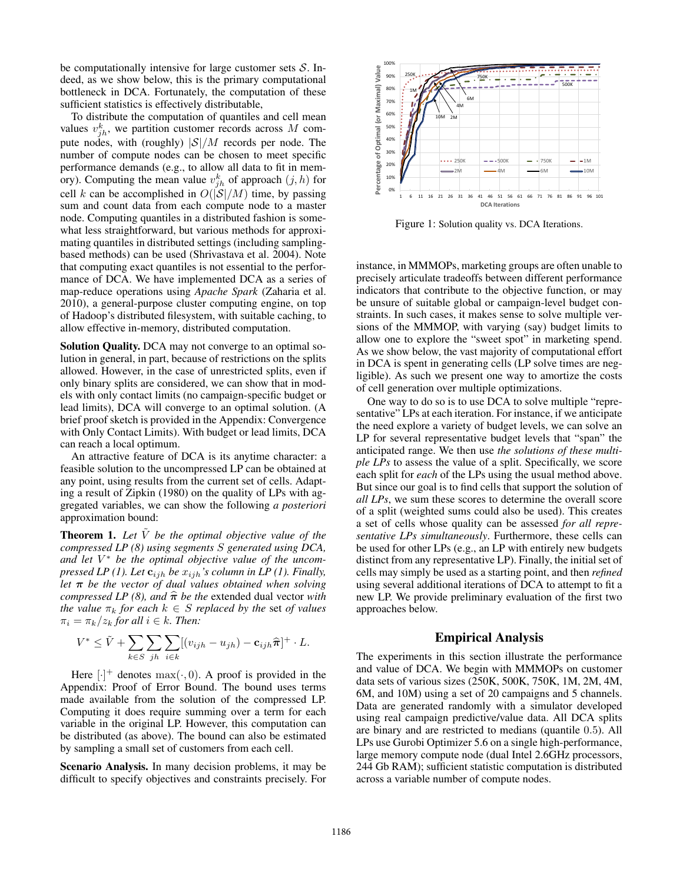be computationally intensive for large customer sets $\mathcal{S}$. Indeed, as we show below, this is the primary computational bottleneck in DCA. Fortunately, the computation of these sufficient statistics is effectively distributable,

To distribute the computation of quantiles and cell mean values $v^k_{jh}$, we partition customer records across $M$ compute nodes, with (roughly) $|\mathcal{S}|/M$ records per node. The number of compute nodes can be chosen to meet specific performance demands (e.g., to allow all data to fit in memory). Computing the mean value $v^k_{jh}$ of approach $(j, h)$ for cell $k$ can be accomplished in $O(|\mathcal{S}|/M)$ time, by passing sum and count data from each compute node to a master node. Computing quantiles in a distributed fashion is somewhat less straightforward, but various methods for approximating quantiles in distributed settings (including sampling-based methods) can be used (Shrivastava et al. 2004). Note that computing exact quantiles is not essential to the performance of DCA. We have implemented DCA as a series of map-reduce operations using *Apache Spark* (Zaharia et al. 2010), a general-purpose cluster computing engine, on top of Hadoop's distributed filesystem, with suitable caching, to allow effective in-memory, distributed computation.

**Solution Quality.** DCA may not converge to an optimal solution in general, in part, because of restrictions on the splits allowed. However, in the case of unrestricted splits, even if only binary splits are considered, we can show that in models with only contact limits (no campaign-specific budget or lead limits), DCA will converge to an optimal solution. (A brief proof sketch is provided in the Appendix: Convergence with Only Contact Limits). With budget or lead limits, DCA can reach a local optimum.

An attractive feature of DCA is its anytime character: a feasible solution to the uncompressed LP can be obtained at any point, using results from the current set of cells. Adapting a result of Zipkin (1980) on the quality of LPs with aggregated variables, we can show the following *a posteriori* approximation bound:

**Theorem 1.** *Let $\tilde{V}$ be the optimal objective value of the compressed LP (8) using segments $S$ generated using DCA, and let $V^*$ be the optimal objective value of the uncompressed LP (1). Let $\mathbf{c}_{ijh}$ be $x_{ijh}$'s column in LP (1). Finally, let $\boldsymbol{\pi}$ be the vector of dual values obtained when solving compressed LP (8), and $\widehat{\boldsymbol{\pi}}$ be the* extended dual vector *with the value $\pi_k$ for each $k \in S$ replaced by the* set *of values $\pi_i = \pi_k/z_k$ for all $i \in k$. Then:*

$$V^* \leq \tilde{V} + \sum_{k \in S} \sum_{jh} \sum_{i \in k} [(v_{ijh} - u_{jh}) - \mathbf{c}_{ijh}\widehat{\boldsymbol{\pi}}]^+ \cdot L.$$

Here $[\cdot]^+$ denotes $\max(\cdot, 0)$. A proof is provided in the Appendix: Proof of Error Bound. The bound uses terms made available from the solution of the compressed LP. Computing it does require summing over a term for each variable in the original LP. However, this computation can be distributed (as above). The bound can also be estimated by sampling a small set of customers from each cell.

**Scenario Analysis.** In many decision problems, it may be difficult to specify objectives and constraints precisely. For instance, in MMMOPs, marketing groups are often unable to precisely articulate tradeoffs between different performance indicators that contribute to the objective function, or may be unsure of suitable global or campaign-level budget constraints. In such cases, it makes sense to solve multiple versions of the MMMOP, with varying (say) budget limits to allow one to explore the "sweet spot" in marketing spend. As we show below, the vast majority of computational effort in DCA is spent in generating cells (LP solve times are negligible). As such we present one way to amortize the costs of cell generation over multiple optimizations.

One way to do so is to use DCA to solve multiple "representative" LPs at each iteration. For instance, if we anticipate the need explore a variety of budget levels, we can solve an LP for several representative budget levels that "span" the anticipated range. We then use *the solutions of these multiple LPs* to assess the value of a split. Specifically, we score each split for *each* of the LPs using the usual method above. But since our goal is to find cells that support the solution of *all LPs*, we sum these scores to determine the overall score of a split (weighted sums could also be used). This creates a set of cells whose quality can be assessed *for all representative LPs simultaneously*. Furthermore, these cells can be used for other LPs (e.g., an LP with entirely new budgets distinct from any representative LP). Finally, the initial set of cells may simply be used as a starting point, and then *refined* using several additional iterations of DCA to attempt to fit a new LP. We provide preliminary evaluation of the first two approaches below.

Figure 1: Solution quality vs. DCA Iterations.

## Empirical Analysis

The experiments in this section illustrate the performance and value of DCA. We begin with MMMOPs on customer data sets of various sizes (250K, 500K, 750K, 1M, 2M, 4M, 6M, and 10M) using a set of 20 campaigns and 5 channels. Data are generated randomly with a simulator developed using real campaign predictive/value data. All DCA splits are binary and are restricted to medians (quantile 0.5). All LPs use Gurobi Optimizer 5.6 on a single high-performance, large memory compute node (dual Intel 2.6GHz processors, 244 Gb RAM); sufficient statistic computation is distributed across a variable number of compute nodes.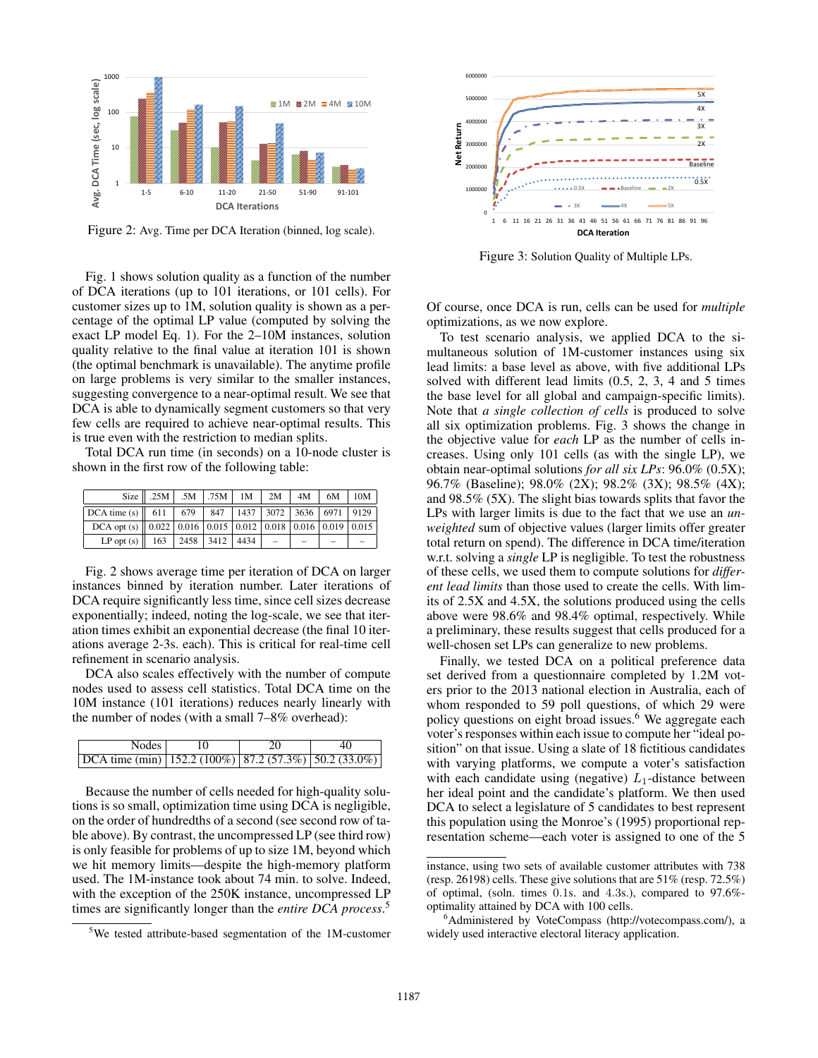Figure 2: Avg. Time per DCA Iteration (binned, log scale).

Fig. 1 shows solution quality as a function of the number of DCA iterations (up to 101 iterations, or 101 cells). For customer sizes up to 1M, solution quality is shown as a percentage of the optimal LP value (computed by solving the exact LP model Eq. 1). For the 2–10M instances, solution quality relative to the final value at iteration 101 is shown (the optimal benchmark is unavailable). The anytime profile on large problems is very similar to the smaller instances, suggesting convergence to a near-optimal result. We see that DCA is able to dynamically segment customers so that very few cells are required to achieve near-optimal results. This is true even with the restriction to median splits.

Total DCA run time (in seconds) on a 10-node cluster is shown in the first row of the following table:

| Size | .25M | .5M | .75M | 1M | 2M | 4M | 6M | 10M |
|---|---|---|---|---|---|---|---|---|
| DCA time (s) | 611 | 679 | 847 | 1437 | 3072 | 3636 | 6971 | 9129 |
| DCA opt (s) | 0.022 | 0.016 | 0.015 | 0.012 | 0.018 | 0.016 | 0.019 | 0.015 |
| LP opt (s) | 163 | 2458 | 3412 | 4434 | – | – | – | – |

Fig. 2 shows average time per iteration of DCA on larger instances binned by iteration number. Later iterations of DCA require significantly less time, since cell sizes decrease exponentially; indeed, noting the log-scale, we see that iteration times exhibit an exponential decrease (the final 10 iterations average 2-3s. each). This is critical for real-time cell refinement in scenario analysis.

DCA also scales effectively with the number of compute nodes used to assess cell statistics. Total DCA time on the 10M instance (101 iterations) reduces nearly linearly with the number of nodes (with a small 7–8% overhead):

| Nodes | 10 | 20 | 40 |
|---|---|---|---|
| DCA time (min) | 152.2 (100%) | 87.2 (57.3%) | 50.2 (33.0%) |

Because the number of cells needed for high-quality solutions is so small, optimization time using DCA is negligible, on the order of hundredths of a second (see second row of table above). By contrast, the uncompressed LP (see third row) is only feasible for problems of up to size 1M, beyond which we hit memory limits—despite the high-memory platform used. The 1M-instance took about 74 min. to solve. Indeed, with the exception of the 250K instance, uncompressed LP times are significantly longer than the *entire DCA process*.[5]

Figure 3: Solution Quality of Multiple LPs.

Of course, once DCA is run, cells can be used for *multiple* optimizations, as we now explore.

To test scenario analysis, we applied DCA to the simultaneous solution of 1M-customer instances using six lead limits: a base level as above, with five additional LPs solved with different lead limits (0.5, 2, 3, 4 and 5 times the base level for all global and campaign-specific limits). Note that *a single collection of cells* is produced to solve all six optimization problems. Fig. 3 shows the change in the objective value for *each* LP as the number of cells increases. Using only 101 cells (as with the single LP), we obtain near-optimal solutions *for all six LPs*: 96.0% (0.5X); 96.7% (Baseline); 98.0% (2X); 98.2% (3X); 98.5% (4X); and 98.5% (5X). The slight bias towards splits that favor the LPs with larger limits is due to the fact that we use an *unweighted* sum of objective values (larger limits offer greater total return on spend). The difference in DCA time/iteration w.r.t. solving a *single* LP is negligible. To test the robustness of these cells, we used them to compute solutions for *different lead limits* than those used to create the cells. With limits of 2.5X and 4.5X, the solutions produced using the cells above were 98.6% and 98.4% optimal, respectively. While a preliminary, these results suggest that cells produced for a well-chosen set LPs can generalize to new problems.

Finally, we tested DCA on a political preference data set derived from a questionnaire completed by 1.2M voters prior to the 2013 national election in Australia, each of whom responded to 59 poll questions, of which 29 were policy questions on eight broad issues.[6] We aggregate each voter's responses within each issue to compute her "ideal position" on that issue. Using a slate of 18 fictitious candidates with varying platforms, we compute a voter's satisfaction with each candidate using (negative) $L_1$-distance between her ideal point and the candidate's platform. We then used DCA to select a legislature of 5 candidates to best represent this population using the Monroe's (1995) proportional representation scheme—each voter is assigned to one of the 5

[5] We tested attribute-based segmentation of the 1M-customer instance, using two sets of available customer attributes with 738 (resp. 26198) cells. These give solutions that are 51% (resp. 72.5%) of optimal, (soln. times 0.1s. and 4.3s.), compared to 97.6%-optimality attained by DCA with 100 cells.

[6] Administered by VoteCompass (http://votecompass.com/), a widely used interactive electoral literacy application.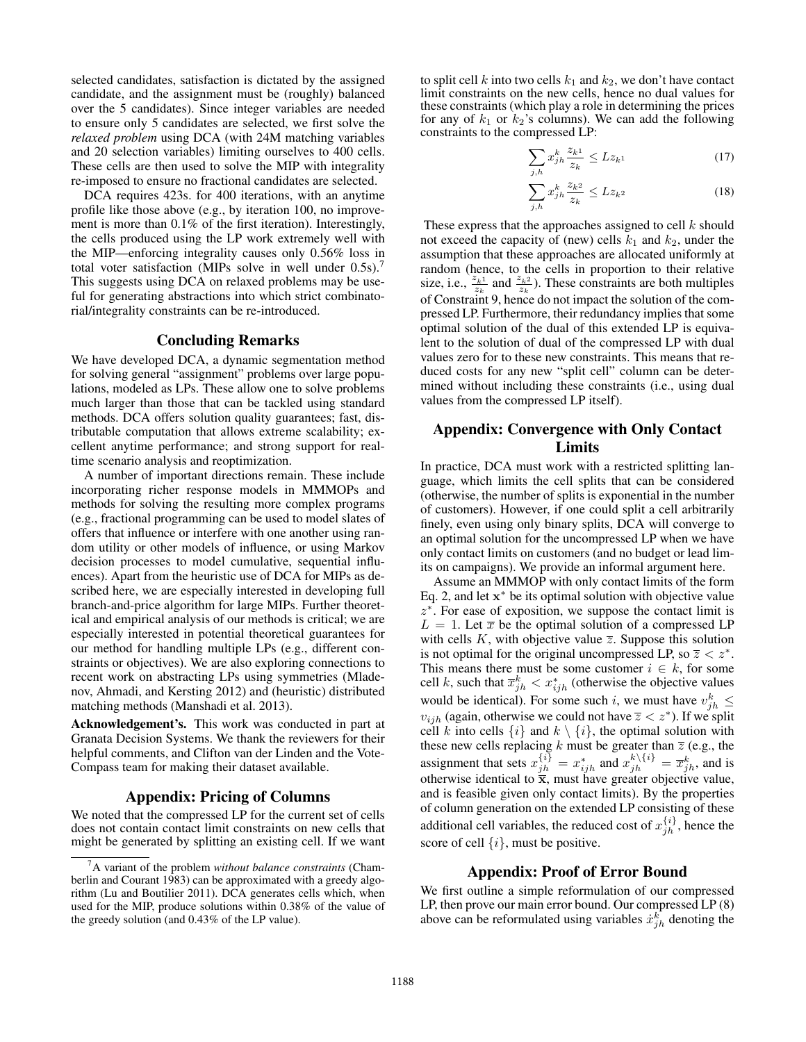selected candidates, satisfaction is dictated by the assigned candidate, and the assignment must be (roughly) balanced over the 5 candidates). Since integer variables are needed to ensure only 5 candidates are selected, we first solve the *relaxed problem* using DCA (with 24M matching variables and 20 selection variables) limiting ourselves to 400 cells. These cells are then used to solve the MIP with integrality re-imposed to ensure no fractional candidates are selected.

DCA requires 423s. for 400 iterations, with an anytime profile like those above (e.g., by iteration 100, no improvement is more than 0.1% of the first iteration). Interestingly, the cells produced using the LP work extremely well with the MIP—enforcing integrality causes only 0.56% loss in total voter satisfaction (MIPs solve in well under 0.5s).[7] This suggests using DCA on relaxed problems may be useful for generating abstractions into which strict combinatorial/integrality constraints can be re-introduced.

## Concluding Remarks

We have developed DCA, a dynamic segmentation method for solving general "assignment" problems over large populations, modeled as LPs. These allow one to solve problems much larger than those that can be tackled using standard methods. DCA offers solution quality guarantees; fast, distributable computation that allows extreme scalability; excellent anytime performance; and strong support for real-time scenario analysis and reoptimization.

A number of important directions remain. These include incorporating richer response models in MMMOPs and methods for solving the resulting more complex programs (e.g., fractional programming can be used to model slates of offers that influence or interfere with one another using random utility or other models of influence, or using Markov decision processes to model cumulative, sequential influences). Apart from the heuristic use of DCA for MIPs as described here, we are especially interested in developing full branch-and-price algorithm for large MIPs. Further theoretical and empirical analysis of our methods is critical; we are especially interested in potential theoretical guarantees for our method for handling multiple LPs (e.g., different constraints or objectives). We are also exploring connections to recent work on abstracting LPs using symmetries (Mladenov, Ahmadi, and Kersting 2012) and (heuristic) distributed matching methods (Manshadi et al. 2013).

**Acknowledgement's.** This work was conducted in part at Granata Decision Systems. We thank the reviewers for their helpful comments, and Clifton van der Linden and the Vote-Compass team for making their dataset available.

## Appendix: Pricing of Columns

We noted that the compressed LP for the current set of cells does not contain contact limit constraints on new cells that might be generated by splitting an existing cell. If we want to split cell $k$ into two cells $k_1$ and $k_2$, we don't have contact limit constraints on the new cells, hence no dual values for these constraints (which play a role in determining the prices for any of $k_1$ or $k_2$'s columns). We can add the following constraints to the compressed LP:

$$\sum_{j,h} x^k_{jh} \frac{z_{k^1}}{z_k} \leq L z_{k^1} \tag{17}$$

$$\sum_{j,h} x^k_{jh} \frac{z_{k^2}}{z_k} \leq L z_{k^2} \tag{18}$$

These express that the approaches assigned to cell $k$ should not exceed the capacity of (new) cells $k_1$ and $k_2$, under the assumption that these approaches are allocated uniformly at random (hence, to the cells in proportion to their relative size, i.e., $\frac{z_{k^1}}{z_k}$ and $\frac{z_{k^2}}{z_k}$). These constraints are both multiples of Constraint 9, hence do not impact the solution of the compressed LP. Furthermore, their redundancy implies that some optimal solution of the dual of this extended LP is equivalent to the solution of dual of the compressed LP with dual values zero for these new constraints. This means that reduced costs for any new "split cell" column can be determined without including these constraints (i.e., using dual values from the compressed LP itself).

## Appendix: Convergence with Only Contact Limits

In practice, DCA must work with a restricted splitting language, which limits the cell splits that can be considered (otherwise, the number of splits is exponential in the number of customers). However, if one could split a cell arbitrarily finely, even using only binary splits, DCA will converge to an optimal solution for the uncompressed LP when we have only contact limits on customers (and no budget or lead limits on campaigns). We provide an informal argument here.

Assume an MMMOP with only contact limits of the form Eq. 2, and let $\mathbf{x}^*$ be its optimal solution with objective value $z^*$. For ease of exposition, we suppose the contact limit is $L = 1$. Let $\overline{x}$ be the optimal solution of a compressed LP with cells $K$, with objective value $\overline{z}$. Suppose this solution is not optimal for the original uncompressed LP, so $\overline{z} < z^*$. This means there must be some customer $i \in k$, for some cell $k$, such that $\overline{x}^k_{jh} < x^*_{ijh}$ (otherwise the objective values would be identical). For some such $i$, we must have $v^k_{jh} \leq v_{ijh}$ (again, otherwise we could not have $\overline{z} < z^*$). If we split cell $k$ into cells $\{i\}$ and $k \setminus \{i\}$, the optimal solution with these new cells replacing $k$ must be greater than $\overline{z}$ (e.g., the assignment that sets $x^{\{i\}}_{jh} = x^*_{ijh}$ and $x^{k\setminus\{i\}}_{jh} = \overline{x}^k_{jh}$, and is otherwise identical to $\overline{\mathbf{x}}$, must have greater objective value, and is feasible given only contact limits). By the properties of column generation on the extended LP consisting of these additional cell variables, the reduced cost of $x^{\{i\}}_{jh}$, hence the score of cell $\{i\}$, must be positive.

## Appendix: Proof of Error Bound

We first outline a simple reformulation of our compressed LP, then prove our main error bound. Our compressed LP (8) above can be reformulated using variables $\dot{x}^k_{jh}$ denoting the

[7] A variant of the problem *without balance constraints* (Chamberlin and Courant 1983) can be approximated with a greedy algorithm (Lu and Boutilier 2011). DCA generates cells which, when used for the MIP, produce solutions within 0.38% of the value of the greedy solution (and 0.43% of the LP value).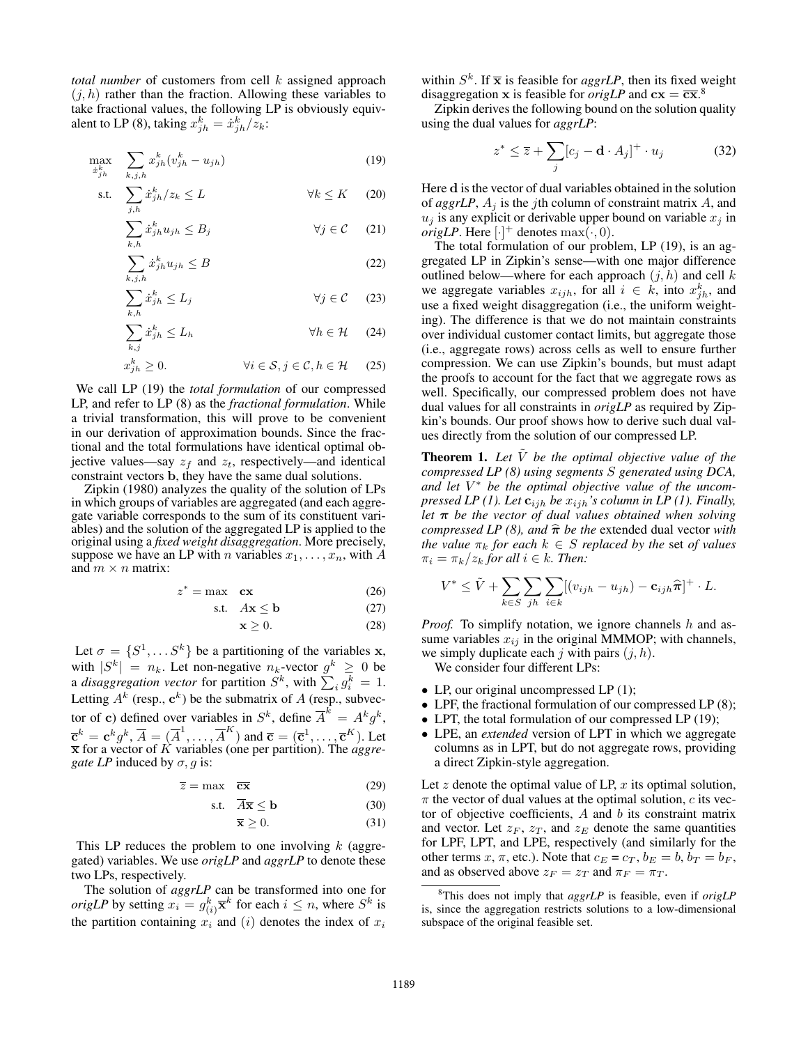*total number* of customers from cell $k$ assigned approach $(j, h)$ rather than the fraction. Allowing these variables to take fractional values, the following LP is obviously equivalent to LP (8), taking $x^k_{jh} = \dot{x}^k_{jh}/z_k$:

$$\max_{\dot{x}^k_{jh}} \quad \sum_{k,j,h} x^k_{jh}(v^k_{jh} - u_{jh}) \tag{19}$$

$$\text{s.t.} \quad \sum_{j,h} \dot{x}^k_{jh}/z_k \leq L \qquad \forall k \leq K \tag{20}$$

$$\sum_{k,h} \dot{x}^k_{jh} u_{jh} \leq B_j \qquad \forall j \in \mathcal{C} \tag{21}$$

$$\sum_{k,j,h} \dot{x}^k_{jh} u_{jh} \leq B \tag{22}$$

$$\sum_{k,h} \dot{x}^k_{jh} \leq L_j \qquad \forall j \in \mathcal{C} \tag{23}$$

$$\sum_{k,j} \dot{x}^k_{jh} \leq L_h \qquad \forall h \in \mathcal{H} \tag{24}$$

$$x^k_{jh} \geq 0. \qquad \forall i \in \mathcal{S}, j \in \mathcal{C}, h \in \mathcal{H} \tag{25}$$

We call LP (19) the *total formulation* of our compressed LP, and refer to LP (8) as the *fractional formulation*. While a trivial transformation, this will prove to be convenient in our derivation of approximation bounds. Since the fractional and the total formulations have identical optimal objective values—say $z_f$ and $z_t$, respectively—and identical constraint vectors $\mathbf{b}$, they have the same dual solutions.

Zipkin (1980) analyzes the quality of the solution of LPs in which groups of variables are aggregated (and each aggregate variable corresponds to the sum of its constituent variables) and the solution of the aggregated LP is applied to the original using a *fixed weight disaggregation*. More precisely, suppose we have an LP with $n$ variables $x_1, \ldots, x_n$, with $A$ and $m \times n$ matrix:

$$z^* = \max \quad \mathbf{cx} \tag{26}$$

$$\text{s.t.} \quad A\mathbf{x} \leq \mathbf{b} \tag{27}$$

$$\mathbf{x} \geq 0. \tag{28}$$

Let $\sigma = \{S^1, \ldots S^k\}$ be a partitioning of the variables $\mathbf{x}$, with $|S^k| = n_k$. Let non-negative $n_k$-vector $g^k \geq 0$ be a *disaggregation vector* for partition $S^k$, with $\sum_i g^k_i = 1$. Letting $A^k$ (resp., $\mathbf{c}^k$) be the submatrix of $A$ (resp., subvector of $\mathbf{c}$) defined over variables in $S^k$, define $\overline{A}^k = A^k g^k$, $\overline{\mathbf{c}}^k = \mathbf{c}^k g^k$, $\overline{A} = (\overline{A}^1, \ldots, \overline{A}^K)$ and $\overline{\mathbf{c}} = (\overline{\mathbf{c}}^1, \ldots, \overline{\mathbf{c}}^K)$. Let $\overline{\mathbf{x}}$ for a vector of $K$ variables (one per partition). The *aggregate LP* induced by $\sigma, g$ is:

$$\overline{z} = \max \quad \overline{\mathbf{c}}\overline{\mathbf{x}} \tag{29}$$

$$\text{s.t.} \quad \overline{A}\overline{\mathbf{x}} \leq \mathbf{b} \tag{30}$$

$$\overline{\mathbf{x}} \geq 0. \tag{31}$$

This LP reduces the problem to one involving $k$ (aggregated) variables. We use *origLP* and *aggrLP* to denote these two LPs, respectively.

The solution of *aggrLP* can be transformed into one for *origLP* by setting $x_i = g^k_{(i)} \overline{\mathbf{x}}^k$ for each $i \leq n$, where $S^k$ is the partition containing $x_i$ and $(i)$ denotes the index of $x_i$ within $S^k$. If $\overline{\mathbf{x}}$ is feasible for *aggrLP*, then its fixed weight disaggregation $\mathbf{x}$ is feasible for *origLP* and $\mathbf{cx} = \overline{\mathbf{c}}\overline{\mathbf{x}}$.[8]

Zipkin derives the following bound on the solution quality using the dual values for *aggrLP*:

$$z^* \leq \overline{z} + \sum_j [c_j - \mathbf{d} \cdot A_j]^+ \cdot u_j \tag{32}$$

Here $\mathbf{d}$ is the vector of dual variables obtained in the solution of *aggrLP*, $A_j$ is the $j$th column of constraint matrix $A$, and $u_j$ is any explicit or derivable upper bound on variable $x_j$ in *origLP*. Here $[\cdot]^+$ denotes $\max(\cdot, 0)$.

The total formulation of our problem, LP (19), is an aggregated LP in Zipkin's sense—with one major difference outlined below—where for each approach $(j, h)$ and cell $k$ we aggregate variables $x_{ijh}$, for all $i \in k$, into $x^k_{jh}$, and use a fixed weight disaggregation (i.e., the uniform weighting). The difference is that we do not maintain constraints over individual customer contact limits, but aggregate those (i.e., aggregate rows) across cells as well to ensure further compression. We can use Zipkin's bounds, but must adapt the proofs to account for the fact that we aggregate rows as well. Specifically, our compressed problem does not have dual values for all constraints in *origLP* as required by Zipkin's bounds. Our proof shows how to derive such dual values directly from the solution of our compressed LP.

**Theorem 1.** *Let $\tilde{V}$ be the optimal objective value of the compressed LP (8) using segments $S$ generated using DCA, and let $V^*$ be the optimal objective value of the uncompressed LP (1). Let $\mathbf{c}_{ijh}$ be $x_{ijh}$'s column in LP (1). Finally, let $\boldsymbol{\pi}$ be the vector of dual values obtained when solving compressed LP (8), and $\widehat{\boldsymbol{\pi}}$ be the* extended dual vector *with the value $\pi_k$ for each $k \in S$ replaced by the* set *of values $\pi_i = \pi_k/z_k$ for all $i \in k$. Then:*

$$V^* \leq \tilde{V} + \sum_{k \in S} \sum_{jh} \sum_{i \in k} [(v_{ijh} - u_{jh}) - \mathbf{c}_{ijh}\widehat{\boldsymbol{\pi}}]^+ \cdot L.$$

*Proof.* To simplify notation, we ignore channels $h$ and assume variables $x_{ij}$ in the original MMMOP; with channels, we simply duplicate each $j$ with pairs $(j, h)$.

We consider four different LPs:

- LP, our original uncompressed LP (1);
- LPF, the fractional formulation of our compressed LP (8);
- LPT, the total formulation of our compressed LP (19);
- LPE, an *extended* version of LPT in which we aggregate columns as in LPT, but do not aggregate rows, providing a direct Zipkin-style aggregation.

Let $z$ denote the optimal value of LP, $x$ its optimal solution, $\pi$ the vector of dual values at the optimal solution, $c$ its vector of objective coefficients, $A$ and $b$ its constraint matrix and vector. Let $z_F$, $z_T$, and $z_E$ denote the same quantities for LPF, LPT, and LPE, respectively (and similarly for the other terms $x$, $\pi$, etc.). Note that $c_E = c_T$, $b_E = b$, $b_T = b_F$, and as observed above $z_F = z_T$ and $\pi_F = \pi_T$.

[8]This does not imply that *aggrLP* is feasible, even if *origLP* is, since the aggregation restricts solutions to a low-dimensional subspace of the original feasible set.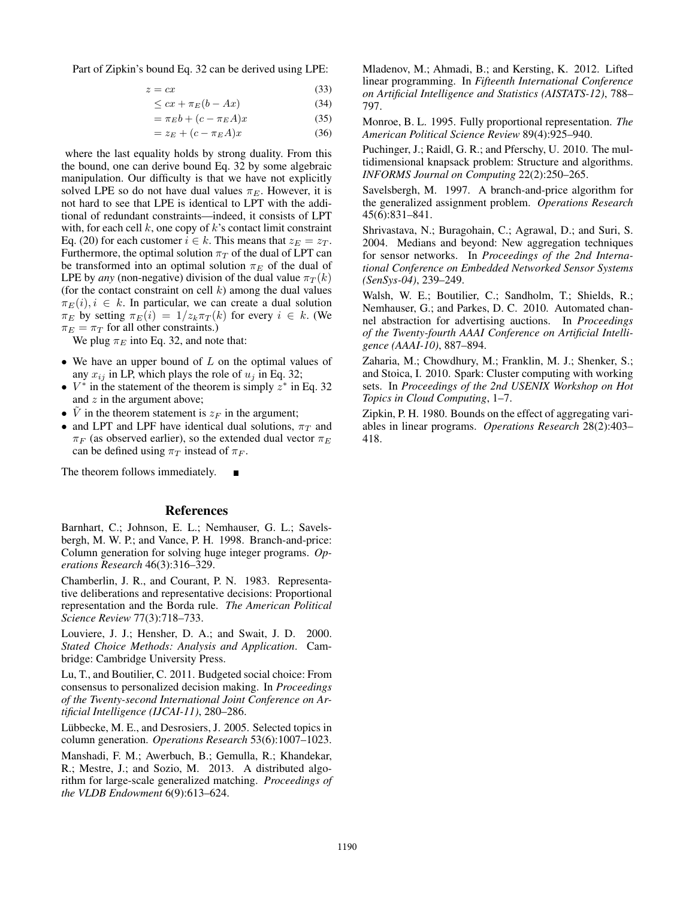Part of Zipkin's bound Eq. 32 can be derived using LPE:

$$
\begin{aligned}
z &= cx & (33)\\
&\leq cx + \pi_E(b - Ax) & (34)\\
&= \pi_E b + (c - \pi_E A)x & (35)\\
&= z_E + (c - \pi_E A)x & (36)
\end{aligned}
$$

where the last equality holds by strong duality. From this the bound, one can derive bound Eq. 32 by some algebraic manipulation. Our difficulty is that we have not explicitly solved LPE so do not have dual values $\pi_E$. However, it is not hard to see that LPE is identical to LPT with the additional of redundant constraints—indeed, it consists of LPT with, for each cell $k$, one copy of $k$'s contact limit constraint Eq. (20) for each customer $i \in k$. This means that $z_E = z_T$. Furthermore, the optimal solution $\pi_T$ of the dual of LPT can be transformed into an optimal solution $\pi_E$ of the dual of LPE by *any* (non-negative) division of the dual value $\pi_T(k)$ (for the contact constraint on cell $k$) among the dual values $\pi_E(i), i \in k$. In particular, we can create a dual solution $\pi_E$ by setting $\pi_E(i) = 1/z_k \pi_T(k)$ for every $i \in k$. (We $\pi_E = \pi_T$ for all other constraints.)

We plug $\pi_E$ into Eq. 32, and note that:

- We have an upper bound of $L$ on the optimal values of any $x_{ij}$ in LP, which plays the role of $u_j$ in Eq. 32;
- $V^*$ in the statement of the theorem is simply $z^*$ in Eq. 32 and $z$ in the argument above;
- $\tilde{V}$ in the theorem statement is $z_F$ in the argument;
- and LPT and LPF have identical dual solutions, $\pi_T$ and $\pi_F$ (as observed earlier), so the extended dual vector $\pi_E$ can be defined using $\pi_T$ instead of $\pi_F$.

The theorem follows immediately. ∎

## References

Barnhart, C.; Johnson, E. L.; Nemhauser, G. L.; Savelsbergh, M. W. P.; and Vance, P. H. 1998. Branch-and-price: Column generation for solving huge integer programs. *Operations Research* 46(3):316–329.

Chamberlin, J. R., and Courant, P. N. 1983. Representative deliberations and representative decisions: Proportional representation and the Borda rule. *The American Political Science Review* 77(3):718–733.

Louviere, J. J.; Hensher, D. A.; and Swait, J. D. 2000. *Stated Choice Methods: Analysis and Application*. Cambridge: Cambridge University Press.

Lu, T., and Boutilier, C. 2011. Budgeted social choice: From consensus to personalized decision making. In *Proceedings of the Twenty-second International Joint Conference on Artificial Intelligence (IJCAI-11)*, 280–286.

Lübbecke, M. E., and Desrosiers, J. 2005. Selected topics in column generation. *Operations Research* 53(6):1007–1023.

Manshadi, F. M.; Awerbuch, B.; Gemulla, R.; Khandekar, R.; Mestre, J.; and Sozio, M. 2013. A distributed algorithm for large-scale generalized matching. *Proceedings of the VLDB Endowment* 6(9):613–624.

Mladenov, M.; Ahmadi, B.; and Kersting, K. 2012. Lifted linear programming. In *Fifteenth International Conference on Artificial Intelligence and Statistics (AISTATS-12)*, 788–797.

Monroe, B. L. 1995. Fully proportional representation. *The American Political Science Review* 89(4):925–940.

Puchinger, J.; Raidl, G. R.; and Pferschy, U. 2010. The multidimensional knapsack problem: Structure and algorithms. *INFORMS Journal on Computing* 22(2):250–265.

Savelsbergh, M. 1997. A branch-and-price algorithm for the generalized assignment problem. *Operations Research* 45(6):831–841.

Shrivastava, N.; Buragohain, C.; Agrawal, D.; and Suri, S. 2004. Medians and beyond: New aggregation techniques for sensor networks. In *Proceedings of the 2nd International Conference on Embedded Networked Sensor Systems (SenSys-04)*, 239–249.

Walsh, W. E.; Boutilier, C.; Sandholm, T.; Shields, R.; Nemhauser, G.; and Parkes, D. C. 2010. Automated channel abstraction for advertising auctions. In *Proceedings of the Twenty-fourth AAAI Conference on Artificial Intelligence (AAAI-10)*, 887–894.

Zaharia, M.; Chowdhury, M.; Franklin, M. J.; Shenker, S.; and Stoica, I. 2010. Spark: Cluster computing with working sets. In *Proceedings of the 2nd USENIX Workshop on Hot Topics in Cloud Computing*, 1–7.

Zipkin, P. H. 1980. Bounds on the effect of aggregating variables in linear programs. *Operations Research* 28(2):403–418.